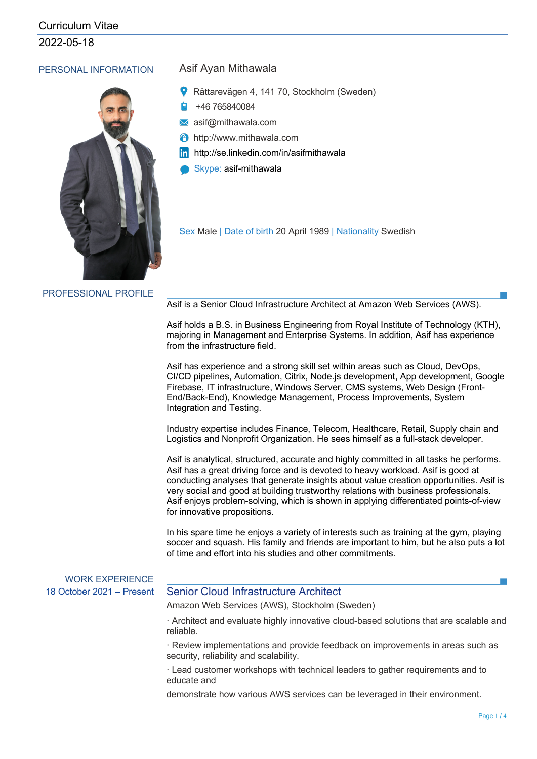Curriculum Vitae

2022-05-18

## PERSONAL INFORMATION

### Asif Ayan Mithawala

- Rättarevägen 4, 141 70, Stockholm (Sweden)
- +46 765840084
- asif@mithawala.com
- http://www.mithawala.com
- http://se.linkedin.com/in/asifmithawala
- Skype: asif-mithawala

Sex Male | Date of birth 20 April 1989 | Nationality Swedish

## PROFESSIONAL PROFILE

Asif is a Senior Cloud Infrastructure Architect at Amazon Web Services (AWS).

Asif holds a B.S. in Business Engineering from Royal Institute of Technology (KTH), majoring in Management and Enterprise Systems. In addition, Asif has experience from the infrastructure field.

Asif has experience and a strong skill set within areas such as Cloud, DevOps, CI/CD pipelines, Automation, Citrix, Node.js development, App development, Google Firebase, IT infrastructure, Windows Server, CMS systems, Web Design (Front-End/Back-End), Knowledge Management, Process Improvements, System Integration and Testing.

Industry expertise includes Finance, Telecom, Healthcare, Retail, Supply chain and Logistics and Nonprofit Organization. He sees himself as a full-stack developer.

Asif is analytical, structured, accurate and highly committed in all tasks he performs. Asif has a great driving force and is devoted to heavy workload. Asif is good at conducting analyses that generate insights about value creation opportunities. Asif is very social and good at building trustworthy relations with business professionals. Asif enjoys problem-solving, which is shown in applying differentiated points-of-view for innovative propositions.

In his spare time he enjoys a variety of interests such as training at the gym, playing soccer and squash. His family and friends are important to him, but he also puts a lot of time and effort into his studies and other commitments.

## WORK EXPERIENCE

18 October 2021 – Present

### Senior Cloud Infrastructure Architect

Amazon Web Services (AWS), Stockholm (Sweden)

· Architect and evaluate highly innovative cloud-based solutions that are scalable and reliable.

· Review implementations and provide feedback on improvements in areas such as security, reliability and scalability.

· Lead customer workshops with technical leaders to gather requirements and to educate and

demonstrate how various AWS services can be leveraged in their environment.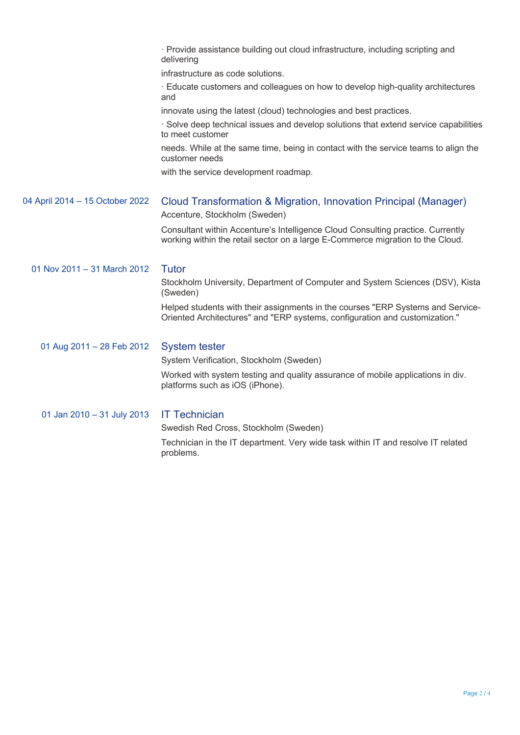· Provide assistance building out cloud infrastructure, including scripting and delivering

infrastructure as code solutions.

· Educate customers and colleagues on how to develop high-quality architectures and

innovate using the latest (cloud) technologies and best practices.

· Solve deep technical issues and develop solutions that extend service capabilities to meet customer

needs. While at the same time, being in contact with the service teams to align the customer needs

with the service development roadmap.

**04 April 2014 – 15 October 2022**

### Cloud Transformation & Migration, Innovation Principal (Manager)

Accenture, Stockholm (Sweden)

Consultant within Accenture's Intelligence Cloud Consulting practice. Currently working within the retail sector on a large E-Commerce migration to the Cloud.

**01 Nov 2011 – 31 March 2012**

### Tutor

Stockholm University, Department of Computer and System Sciences (DSV), Kista (Sweden)

Helped students with their assignments in the courses "ERP Systems and Service-Oriented Architectures" and "ERP systems, configuration and customization."

**01 Aug 2011 – 28 Feb 2012**

### System tester

System Verification, Stockholm (Sweden)

Worked with system testing and quality assurance of mobile applications in div. platforms such as iOS (iPhone).

**01 Jan 2010 – 31 July 2013**

### IT Technician

Swedish Red Cross, Stockholm (Sweden)

Technician in the IT department. Very wide task within IT and resolve IT related problems.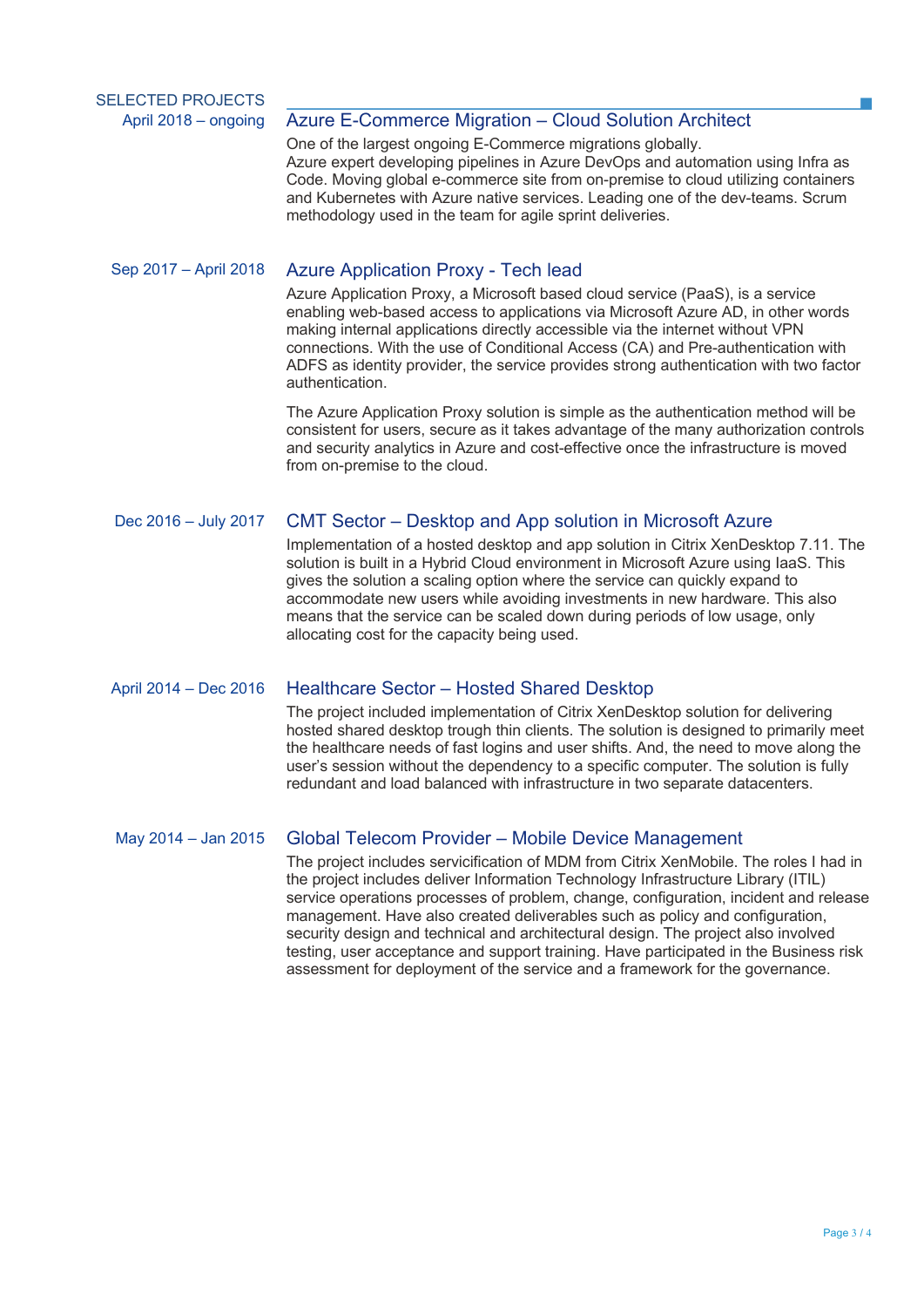## SELECTED PROJECTS

### Azure E-Commerce Migration – Cloud Solution Architect

April 2018 – ongoing

One of the largest ongoing E-Commerce migrations globally.
Azure expert developing pipelines in Azure DevOps and automation using Infra as Code. Moving global e-commerce site from on-premise to cloud utilizing containers and Kubernetes with Azure native services. Leading one of the dev-teams. Scrum methodology used in the team for agile sprint deliveries.

### Azure Application Proxy - Tech lead

Sep 2017 – April 2018

Azure Application Proxy, a Microsoft based cloud service (PaaS), is a service enabling web-based access to applications via Microsoft Azure AD, in other words making internal applications directly accessible via the internet without VPN connections. With the use of Conditional Access (CA) and Pre-authentication with ADFS as identity provider, the service provides strong authentication with two factor authentication.

The Azure Application Proxy solution is simple as the authentication method will be consistent for users, secure as it takes advantage of the many authorization controls and security analytics in Azure and cost-effective once the infrastructure is moved from on-premise to the cloud.

### CMT Sector – Desktop and App solution in Microsoft Azure

Dec 2016 – July 2017

Implementation of a hosted desktop and app solution in Citrix XenDesktop 7.11. The solution is built in a Hybrid Cloud environment in Microsoft Azure using IaaS. This gives the solution a scaling option where the service can quickly expand to accommodate new users while avoiding investments in new hardware. This also means that the service can be scaled down during periods of low usage, only allocating cost for the capacity being used.

### Healthcare Sector – Hosted Shared Desktop

April 2014 – Dec 2016

The project included implementation of Citrix XenDesktop solution for delivering hosted shared desktop trough thin clients. The solution is designed to primarily meet the healthcare needs of fast logins and user shifts. And, the need to move along the user's session without the dependency to a specific computer. The solution is fully redundant and load balanced with infrastructure in two separate datacenters.

### Global Telecom Provider – Mobile Device Management

May 2014 – Jan 2015

The project includes servicification of MDM from Citrix XenMobile. The roles I had in the project includes deliver Information Technology Infrastructure Library (ITIL) service operations processes of problem, change, configuration, incident and release management. Have also created deliverables such as policy and configuration, security design and technical and architectural design. The project also involved testing, user acceptance and support training. Have participated in the Business risk assessment for deployment of the service and a framework for the governance.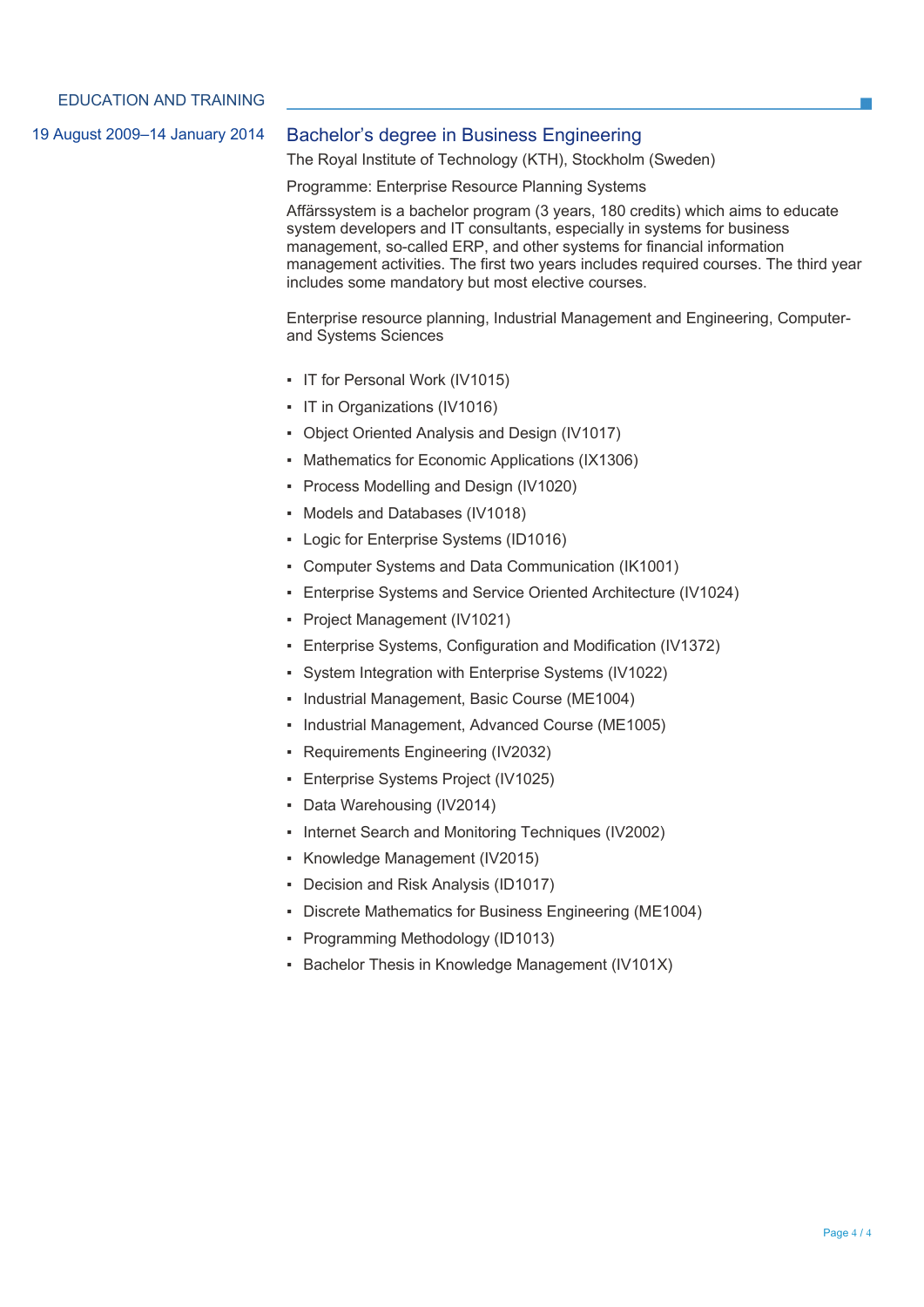## EDUCATION AND TRAINING

19 August 2009–14 January 2014

### Bachelor's degree in Business Engineering

The Royal Institute of Technology (KTH), Stockholm (Sweden)

Programme: Enterprise Resource Planning Systems

Affärssystem is a bachelor program (3 years, 180 credits) which aims to educate system developers and IT consultants, especially in systems for business management, so-called ERP, and other systems for financial information management activities. The first two years includes required courses. The third year includes some mandatory but most elective courses.

Enterprise resource planning, Industrial Management and Engineering, Computer- and Systems Sciences

- IT for Personal Work (IV1015)
- IT in Organizations (IV1016)
- Object Oriented Analysis and Design (IV1017)
- Mathematics for Economic Applications (IX1306)
- Process Modelling and Design (IV1020)
- Models and Databases (IV1018)
- Logic for Enterprise Systems (ID1016)
- Computer Systems and Data Communication (IK1001)
- Enterprise Systems and Service Oriented Architecture (IV1024)
- Project Management (IV1021)
- Enterprise Systems, Configuration and Modification (IV1372)
- System Integration with Enterprise Systems (IV1022)
- Industrial Management, Basic Course (ME1004)
- Industrial Management, Advanced Course (ME1005)
- Requirements Engineering (IV2032)
- Enterprise Systems Project (IV1025)
- Data Warehousing (IV2014)
- Internet Search and Monitoring Techniques (IV2002)
- Knowledge Management (IV2015)
- Decision and Risk Analysis (ID1017)
- Discrete Mathematics for Business Engineering (ME1004)
- Programming Methodology (ID1013)
- Bachelor Thesis in Knowledge Management (IV101X)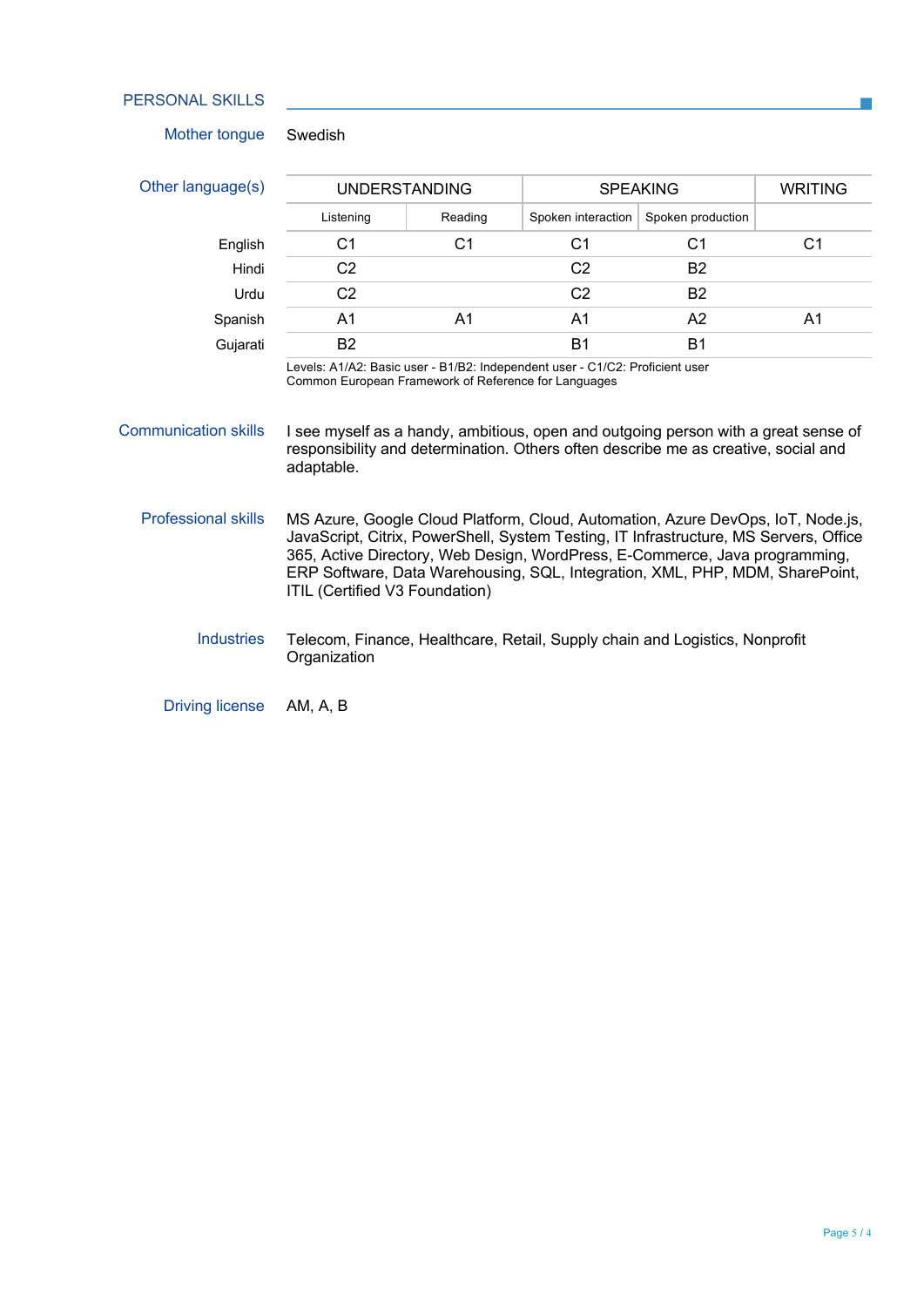## PERSONAL SKILLS

**Mother tongue** Swedish

**Other language(s)**

| | UNDERSTANDING | | SPEAKING | | WRITING |
|---|---|---|---|---|---|
| | Listening | Reading | Spoken interaction | Spoken production | |
| English | C1 | C1 | C1 | C1 | C1 |
| Hindi | C2 | | C2 | B2 | |
| Urdu | C2 | | C2 | B2 | |
| Spanish | A1 | A1 | A1 | A2 | A1 |
| Gujarati | B2 | | B1 | B1 | |

Levels: A1/A2: Basic user - B1/B2: Independent user - C1/C2: Proficient user
Common European Framework of Reference for Languages

**Communication skills** I see myself as a handy, ambitious, open and outgoing person with a great sense of responsibility and determination. Others often describe me as creative, social and adaptable.

**Professional skills** MS Azure, Google Cloud Platform, Cloud, Automation, Azure DevOps, IoT, Node.js, JavaScript, Citrix, PowerShell, System Testing, IT Infrastructure, MS Servers, Office 365, Active Directory, Web Design, WordPress, E-Commerce, Java programming, ERP Software, Data Warehousing, SQL, Integration, XML, PHP, MDM, SharePoint, ITIL (Certified V3 Foundation)

**Industries** Telecom, Finance, Healthcare, Retail, Supply chain and Logistics, Nonprofit Organization

**Driving license** AM, A, B